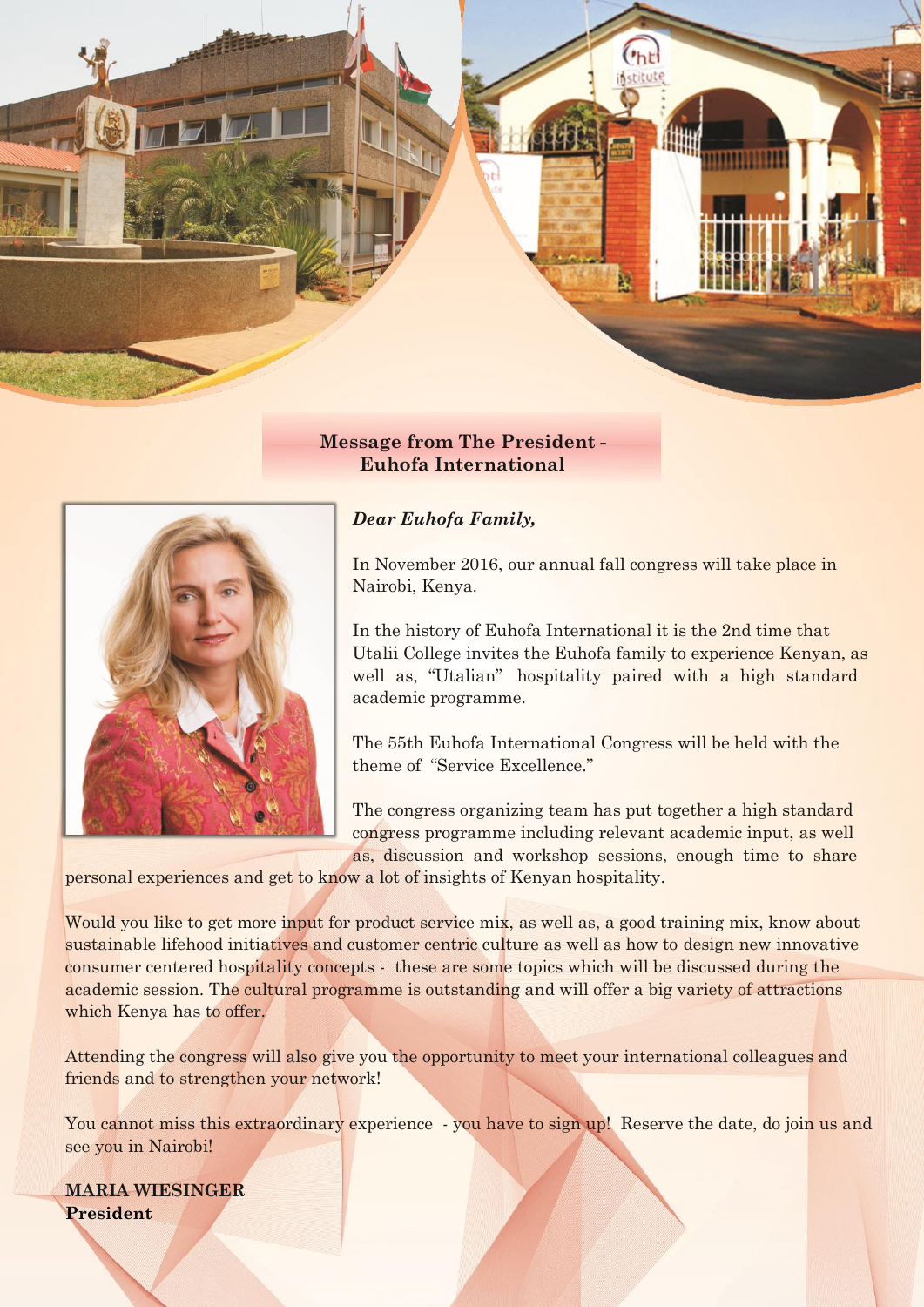## Message from The President - Euhofa International

***Dear Euhofa Family,***

In November 2016, our annual fall congress will take place in Nairobi, Kenya.

In the history of Euhofa International it is the 2nd time that Utalii College invites the Euhofa family to experience Kenyan, as well as, "Utalian" hospitality paired with a high standard academic programme.

The 55th Euhofa International Congress will be held with the theme of "Service Excellence."

The congress organizing team has put together a high standard congress programme including relevant academic input, as well as, discussion and workshop sessions, enough time to share personal experiences and get to know a lot of insights of Kenyan hospitality.

Would you like to get more input for product service mix, as well as, a good training mix, know about sustainable lifehood initiatives and customer centric culture as well as how to design new innovative consumer centered hospitality concepts - these are some topics which will be discussed during the academic session. The cultural programme is outstanding and will offer a big variety of attractions which Kenya has to offer.

Attending the congress will also give you the opportunity to meet your international colleagues and friends and to strengthen your network!

You cannot miss this extraordinary experience - you have to sign up! Reserve the date, do join us and see you in Nairobi!

**MARIA WIESINGER**
**President**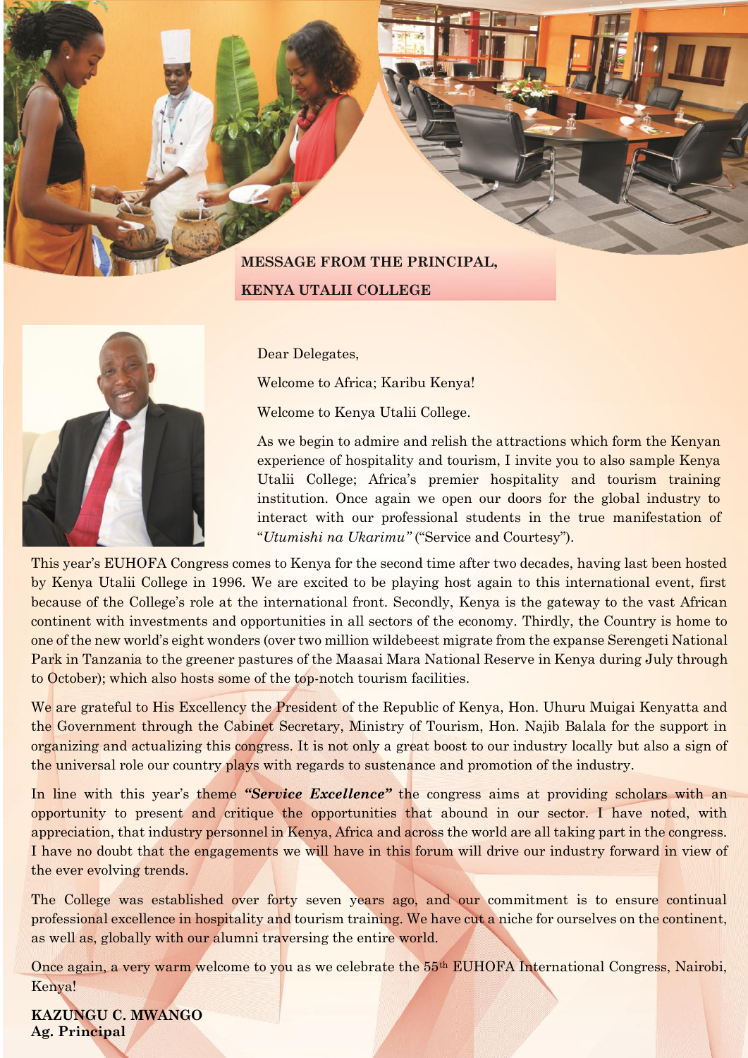## MESSAGE FROM THE PRINCIPAL, KENYA UTALII COLLEGE

Dear Delegates,

Welcome to Africa; Karibu Kenya!

Welcome to Kenya Utalii College.

As we begin to admire and relish the attractions which form the Kenyan experience of hospitality and tourism, I invite you to also sample Kenya Utalii College; Africa's premier hospitality and tourism training institution. Once again we open our doors for the global industry to interact with our professional students in the true manifestation of "*Utumishi na Ukarimu"* ("Service and Courtesy").

This year's EUHOFA Congress comes to Kenya for the second time after two decades, having last been hosted by Kenya Utalii College in 1996. We are excited to be playing host again to this international event, first because of the College's role at the international front. Secondly, Kenya is the gateway to the vast African continent with investments and opportunities in all sectors of the economy. Thirdly, the Country is home to one of the new world's eight wonders (over two million wildebeest migrate from the expanse Serengeti National Park in Tanzania to the greener pastures of the Maasai Mara National Reserve in Kenya during July through to October); which also hosts some of the top-notch tourism facilities.

We are grateful to His Excellency the President of the Republic of Kenya, Hon. Uhuru Muigai Kenyatta and the Government through the Cabinet Secretary, Ministry of Tourism, Hon. Najib Balala for the support in organizing and actualizing this congress. It is not only a great boost to our industry locally but also a sign of the universal role our country plays with regards to sustenance and promotion of the industry.

In line with this year's theme ***"Service Excellence"*** the congress aims at providing scholars with an opportunity to present and critique the opportunities that abound in our sector. I have noted, with appreciation, that industry personnel in Kenya, Africa and across the world are all taking part in the congress. I have no doubt that the engagements we will have in this forum will drive our industry forward in view of the ever evolving trends.

The College was established over forty seven years ago, and our commitment is to ensure continual professional excellence in hospitality and tourism training. We have cut a niche for ourselves on the continent, as well as, globally with our alumni traversing the entire world.

Once again, a very warm welcome to you as we celebrate the 55th EUHOFA International Congress, Nairobi, Kenya!

**KAZUNGU C. MWANGO**
**Ag. Principal**